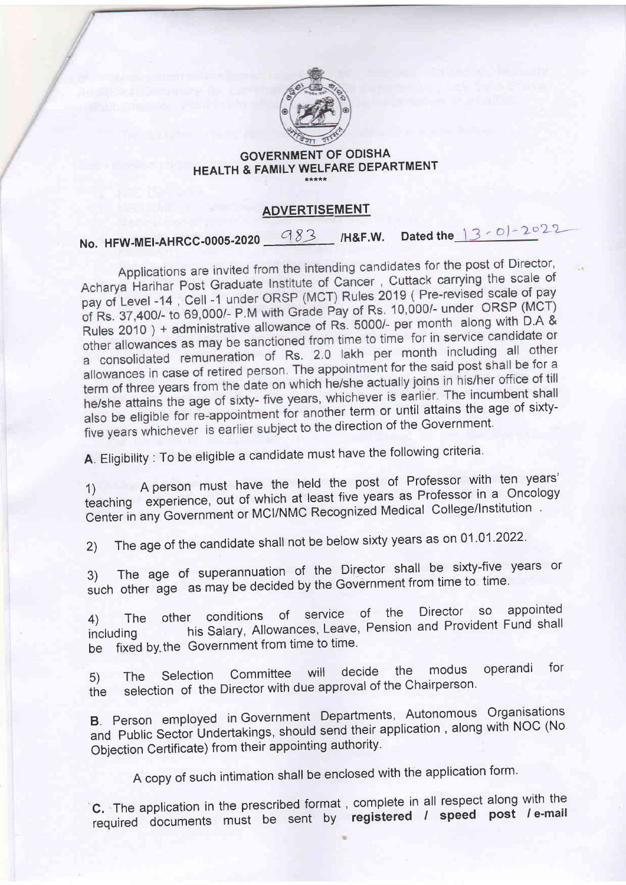## GOVERNMENT OF ODISHA
## HEALTH & FAMILY WELFARE DEPARTMENT

\*\*\*\*\*

## ADVERTISEMENT

No. HFW-MEI-AHRCC-0005-2020 983 /H&F.W. Dated the 13-01-2022

Applications are invited from the intending candidates for the post of Director, Acharya Harihar Post Graduate Institute of Cancer , Cuttack carrying the scale of pay of Level -14 , Cell -1 under ORSP (MCT) Rules 2019 ( Pre-revised scale of pay of Rs. 37,400/- to 69,000/- P.M with Grade Pay of Rs. 10,000/- under ORSP (MCT) Rules 2010 ) + administrative allowance of Rs. 5000/- per month along with D.A & other allowances as may be sanctioned from time to time for in service candidate or a consolidated remuneration of Rs. 2.0 lakh per month including all other allowances in case of retired person. The appointment for the said post shall be for a term of three years from the date on which he/she actually joins in his/her office of till he/she attains the age of sixty- five years, whichever is earlier. The incumbent shall also be eligible for re-appointment for another term or until attains the age of sixty-five years whichever is earlier subject to the direction of the Government.

A. Eligibility : To be eligible a candidate must have the following criteria.

1) A person must have the held the post of Professor with ten years' teaching experience, out of which at least five years as Professor in a Oncology Center in any Government or MCI/NMC Recognized Medical College/Institution .

2) The age of the candidate shall not be below sixty years as on 01.01.2022.

3) The age of superannuation of the Director shall be sixty-five years or such other age as may be decided by the Government from time to time.

4) The other conditions of service of the Director so appointed including his Salary, Allowances, Leave, Pension and Provident Fund shall be fixed by the Government from time to time.

5) The Selection Committee will decide the modus operandi for the selection of the Director with due approval of the Chairperson.

B. Person employed in Government Departments, Autonomous Organisations and Public Sector Undertakings, should send their application , along with NOC (No Objection Certificate) from their appointing authority.

A copy of such intimation shall be enclosed with the application form.

C. The application in the prescribed format , complete in all respect along with the required documents must be sent by **registered / speed post / e-mail**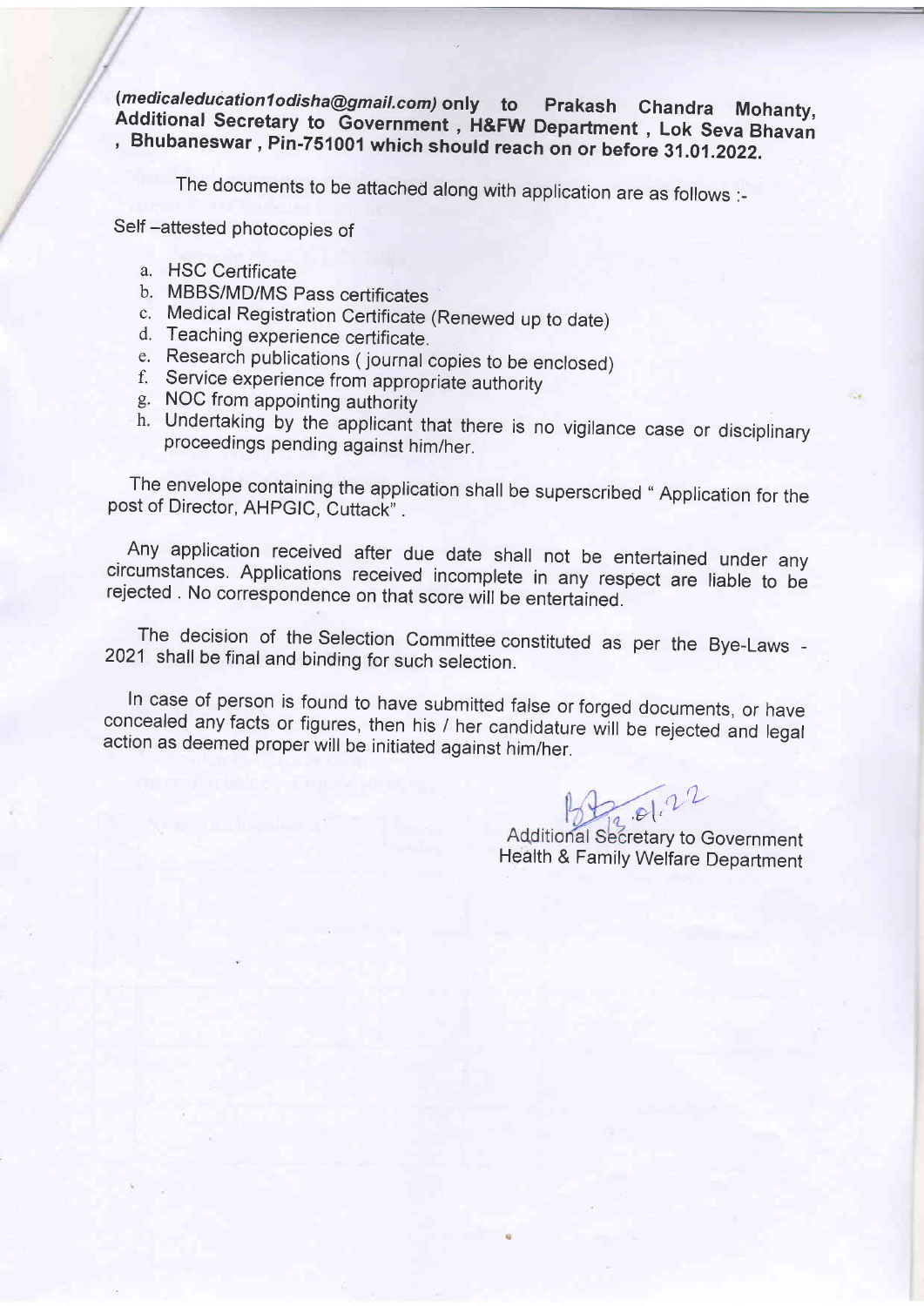*(medicaleducation1odisha@gmail.com)* **only to Prakash Chandra Mohanty, Additional Secretary to Government , H&FW Department , Lok Seva Bhavan , Bhubaneswar , Pin-751001 which should reach on or before 31.01.2022.**

The documents to be attached along with application are as follows :-

Self –attested photocopies of

a. HSC Certificate
b. MBBS/MD/MS Pass certificates
c. Medical Registration Certificate (Renewed up to date)
d. Teaching experience certificate.
e. Research publications ( journal copies to be enclosed)
f. Service experience from appropriate authority
g. NOC from appointing authority
h. Undertaking by the applicant that there is no vigilance case or disciplinary proceedings pending against him/her.

The envelope containing the application shall be superscribed " Application for the post of Director, AHPGIC, Cuttack" .

Any application received after due date shall not be entertained under any circumstances. Applications received incomplete in any respect are liable to be rejected . No correspondence on that score will be entertained.

The decision of the Selection Committee constituted as per the Bye-Laws - 2021 shall be final and binding for such selection.

In case of person is found to have submitted false or forged documents, or have concealed any facts or figures, then his / her candidature will be rejected and legal action as deemed proper will be initiated against him/her.

13.01.22

Additional Secretary to Government
Health & Family Welfare Department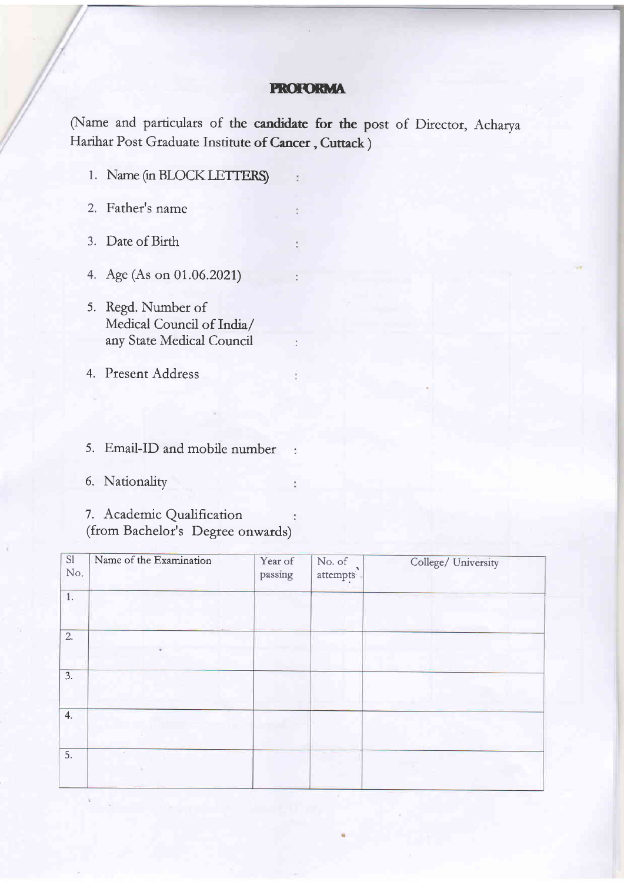# PROFORMA

(Name and particulars of the **candidate for the** post of Director, Acharya Harihar Post Graduate Institute **of Cancer , Cuttack** )

1. Name (in BLOCK LETTERS) :
2. Father's name :
3. Date of Birth :
4. Age (As on 01.06.2021) :
5. Regd. Number of Medical Council of India/ any State Medical Council :

4. Present Address :

5. Email-ID and mobile number :

6. Nationality :

7. Academic Qualification (from Bachelor's Degree onwards) :

| Sl No. | Name of the Examination | Year of passing | No. of attempts | College/ University |
|---|---|---|---|---|
| 1. | | | | |
| 2. | | | | |
| 3. | | | | |
| 4. | | | | |
| 5. | | | | |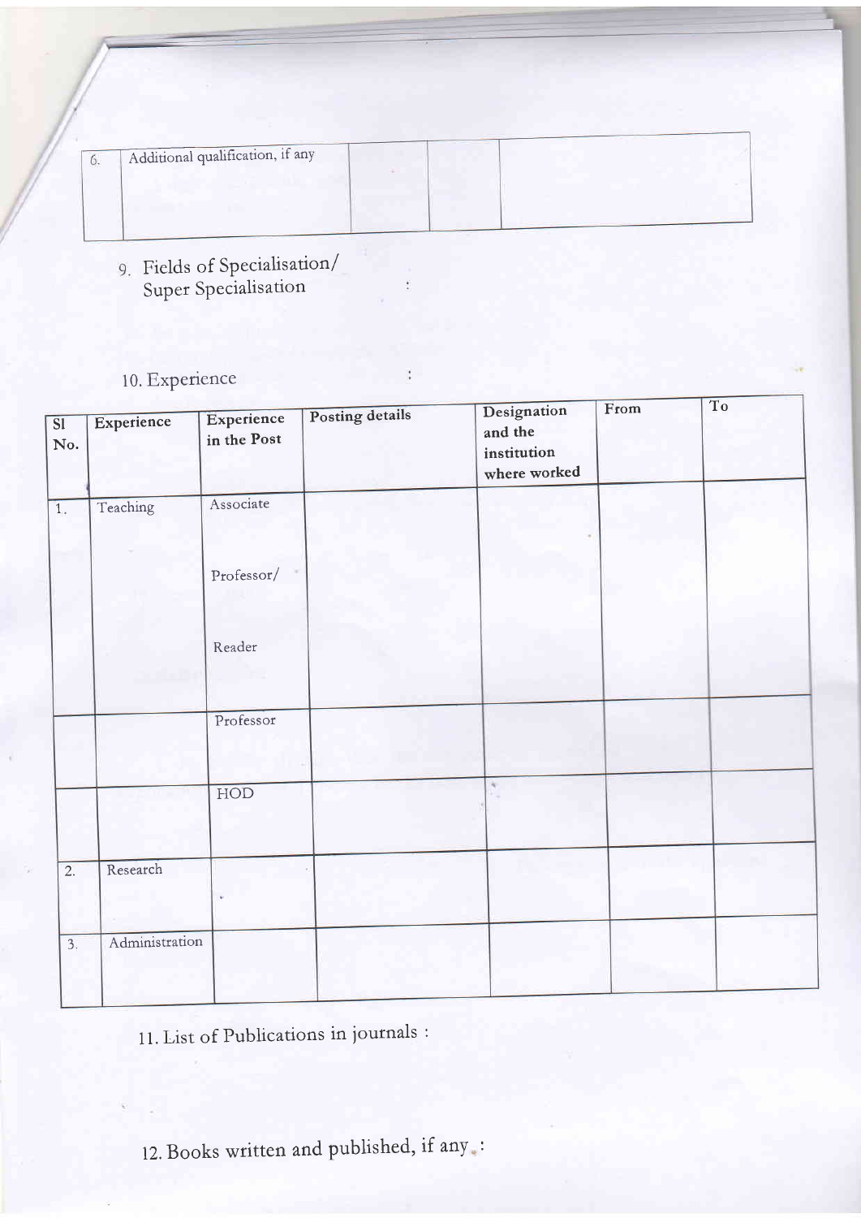| 6. | Additional qualification, if any | | | |
|---|---|---|---|---|

9. Fields of Specialisation/ Super Specialisation :

10. Experience :

| Sl No. | Experience | Experience in the Post | Posting details | Designation and the institution where worked | From | To |
|---|---|---|---|---|---|---|
| 1. | Teaching | Associate Professor/ Reader | | | | |
| | | Professor | | | | |
| | | HOD | | | | |
| 2. | Research | | | | | |
| 3. | Administration | | | | | |

11. List of Publications in journals :

12. Books written and published, if any :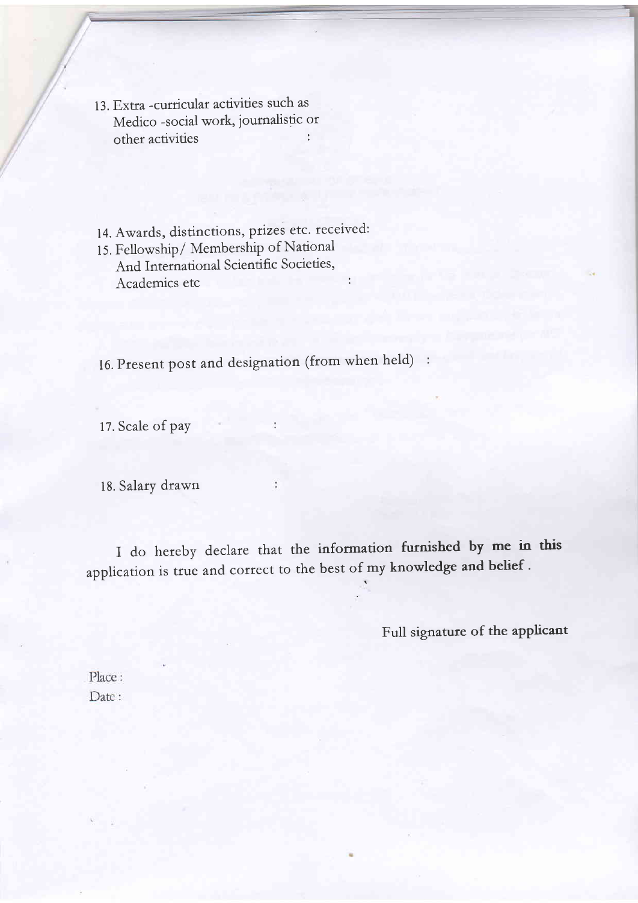13. Extra -curricular activities such as Medico -social work, journalistic or other activities :

14. Awards, distinctions, prizes etc. received:

15. Fellowship/ Membership of National And International Scientific Societies, Academics etc :

16. Present post and designation (from when held) :

17. Scale of pay :

18. Salary drawn :

I do hereby declare that the information **furnished by me in this** application is true and correct to the best of my **knowledge and belief**.

Full signature of the applicant

Place :

Date :